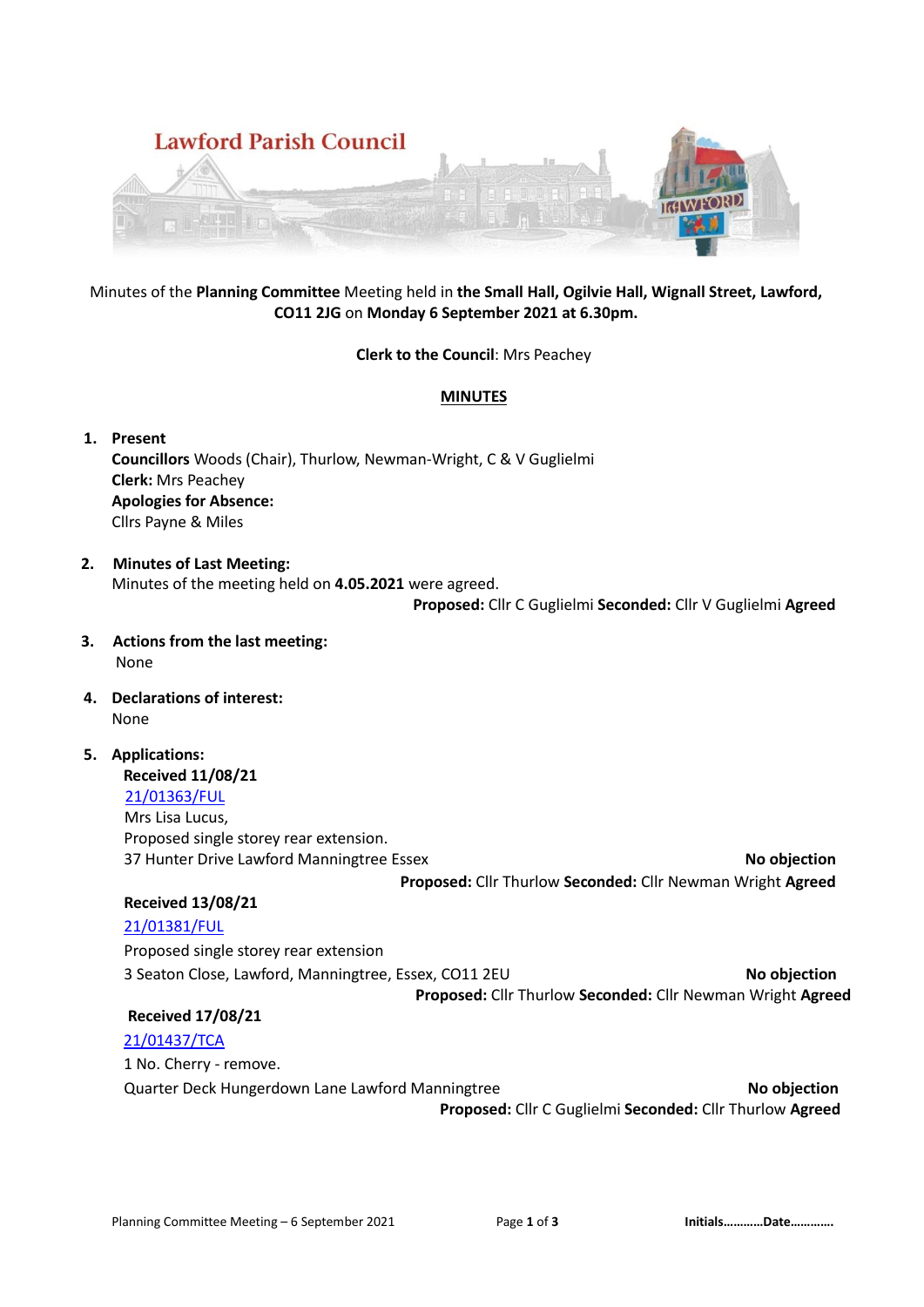# Lawford Parish Council

Minutes of the **Planning Committee** Meeting held in **the Small Hall, Ogilvie Hall, Wignall Street, Lawford, CO11 2JG** on **Monday 6 September 2021 at 6.30pm.**

**Clerk to the Council**: Mrs Peachey

## MINUTES

1. **Present**
   **Councillors** Woods (Chair), Thurlow, Newman-Wright, C & V Guglielmi
   **Clerk:** Mrs Peachey
   **Apologies for Absence:**
   Cllrs Payne & Miles

2. **Minutes of Last Meeting:**
   Minutes of the meeting held on **4.05.2021** were agreed.
   **Proposed:** Cllr C Guglielmi **Seconded:** Cllr V Guglielmi **Agreed**

3. **Actions from the last meeting:**
   None

4. **Declarations of interest:**
   None

5. **Applications:**

   **Received 11/08/21**
   21/01363/FUL
   Mrs Lisa Lucus,
   Proposed single storey rear extension.
   37 Hunter Drive Lawford Manningtree Essex **No objection**
   **Proposed:** Cllr Thurlow **Seconded:** Cllr Newman Wright **Agreed**

   **Received 13/08/21**
   21/01381/FUL
   Proposed single storey rear extension
   3 Seaton Close, Lawford, Manningtree, Essex, CO11 2EU **No objection**
   **Proposed:** Cllr Thurlow **Seconded:** Cllr Newman Wright **Agreed**

   **Received 17/08/21**
   21/01437/TCA
   1 No. Cherry - remove.
   Quarter Deck Hungerdown Lane Lawford Manningtree **No objection**
   **Proposed:** Cllr C Guglielmi **Seconded:** Cllr Thurlow **Agreed**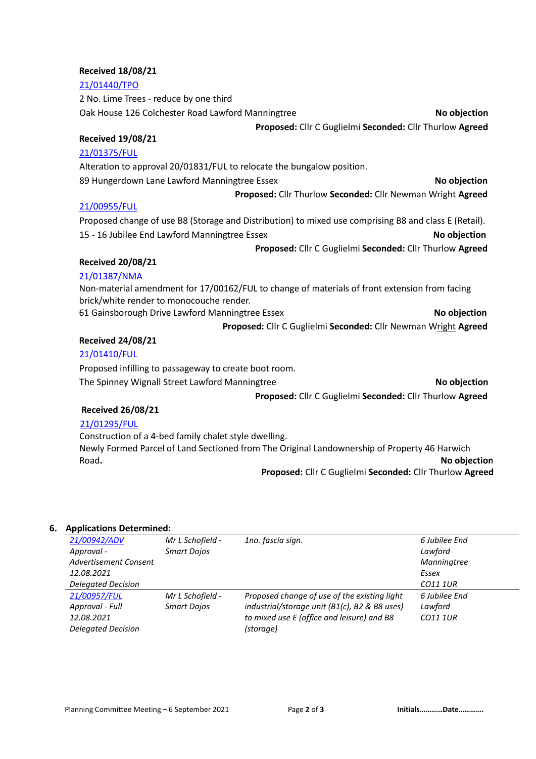**Received 18/08/21**

21/01440/TPO

2 No. Lime Trees - reduce by one third

Oak House 126 Colchester Road Lawford Manningtree **No objection**

**Proposed:** Cllr C Guglielmi **Seconded:** Cllr Thurlow **Agreed**

**Received 19/08/21**

21/01375/FUL

Alteration to approval 20/01831/FUL to relocate the bungalow position.

89 Hungerdown Lane Lawford Manningtree Essex **No objection**

**Proposed:** Cllr Thurlow **Seconded:** Cllr Newman Wright **Agreed**

21/00955/FUL

Proposed change of use B8 (Storage and Distribution) to mixed use comprising B8 and class E (Retail).

15 - 16 Jubilee End Lawford Manningtree Essex **No objection**

**Proposed:** Cllr C Guglielmi **Seconded:** Cllr Thurlow **Agreed**

**Received 20/08/21**

21/01387/NMA

Non-material amendment for 17/00162/FUL to change of materials of front extension from facing brick/white render to monocouche render.

61 Gainsborough Drive Lawford Manningtree Essex **No objection**

**Proposed:** Cllr C Guglielmi **Seconded:** Cllr Newman Wright **Agreed**

**Received 24/08/21**

21/01410/FUL

Proposed infilling to passageway to create boot room.

The Spinney Wignall Street Lawford Manningtree **No objection**

**Proposed:** Cllr C Guglielmi **Seconded:** Cllr Thurlow **Agreed**

**Received 26/08/21**

21/01295/FUL

Construction of a 4-bed family chalet style dwelling.

Newly Formed Parcel of Land Sectioned from The Original Landownership of Property 46 Harwich Road**.** **No objection**

**Proposed:** Cllr C Guglielmi **Seconded:** Cllr Thurlow **Agreed**

## 6. Applications Determined:

| | | | |
|---|---|---|---|
| *21/00942/ADV Approval - Advertisement Consent 12.08.2021 Delegated Decision* | *Mr L Schofield - Smart Dojos* | *1no. fascia sign.* | *6 Jubilee End Lawford Manningtree Essex CO11 1UR* |
| *21/00957/FUL Approval - Full 12.08.2021 Delegated Decision* | *Mr L Schofield - Smart Dojos* | *Proposed change of use of the existing light industrial/storage unit (B1(c), B2 & B8 uses) to mixed use E (office and leisure) and B8 (storage)* | *6 Jubilee End Lawford CO11 1UR* |

Planning Committee Meeting – 6 September 2021

**Initials………..Date…………**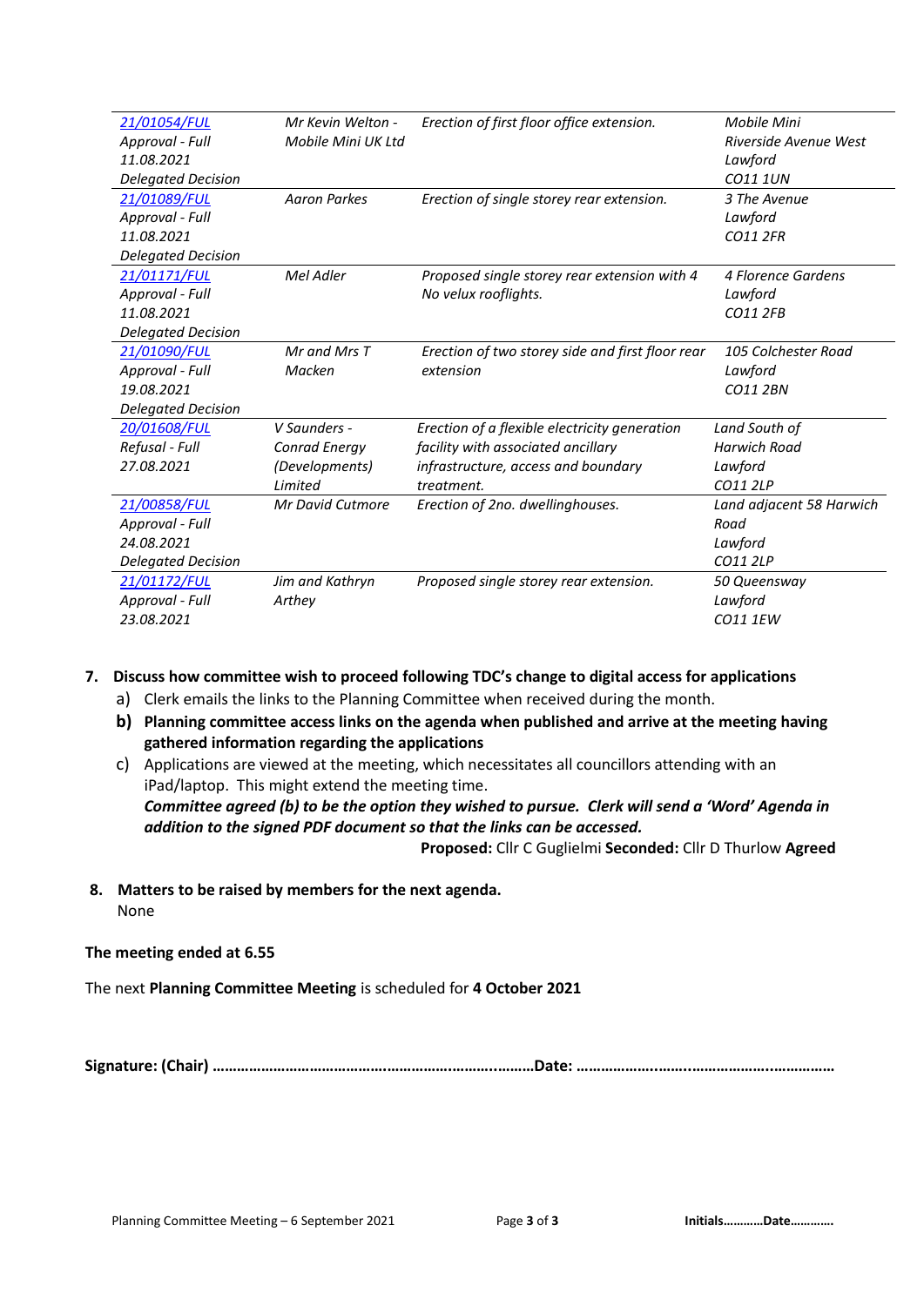| | | | |
|---|---|---|---|
| *21/01054/FUL* *Approval - Full* *11.08.2021* *Delegated Decision* | *Mr Kevin Welton - Mobile Mini UK Ltd* | *Erection of first floor office extension.* | *Mobile Mini Riverside Avenue West Lawford CO11 1UN* |
| *21/01089/FUL* *Approval - Full* *11.08.2021* *Delegated Decision* | *Aaron Parkes* | *Erection of single storey rear extension.* | *3 The Avenue Lawford CO11 2FR* |
| *21/01171/FUL* *Approval - Full* *11.08.2021* *Delegated Decision* | *Mel Adler* | *Proposed single storey rear extension with 4 No velux rooflights.* | *4 Florence Gardens Lawford CO11 2FB* |
| *21/01090/FUL* *Approval - Full* *19.08.2021* *Delegated Decision* | *Mr and Mrs T Macken* | *Erection of two storey side and first floor rear extension* | *105 Colchester Road Lawford CO11 2BN* |
| *20/01608/FUL* *Refusal - Full* *27.08.2021* | *V Saunders - Conrad Energy (Developments) Limited* | *Erection of a flexible electricity generation facility with associated ancillary infrastructure, access and boundary treatment.* | *Land South of Harwich Road Lawford CO11 2LP* |
| *21/00858/FUL* *Approval - Full* *24.08.2021* *Delegated Decision* | *Mr David Cutmore* | *Erection of 2no. dwellinghouses.* | *Land adjacent 58 Harwich Road Lawford CO11 2LP* |
| *21/01172/FUL* *Approval - Full* *23.08.2021* | *Jim and Kathryn Arthey* | *Proposed single storey rear extension.* | *50 Queensway Lawford CO11 1EW* |

7. **Discuss how committee wish to proceed following TDC's change to digital access for applications**
   a) Clerk emails the links to the Planning Committee when received during the month.
   **b) Planning committee access links on the agenda when published and arrive at the meeting having gathered information regarding the applications**
   c) Applications are viewed at the meeting, which necessitates all councillors attending with an iPad/laptop. This might extend the meeting time.
   ***Committee agreed (b) to be the option they wished to pursue. Clerk will send a 'Word' Agenda in addition to the signed PDF document so that the links can be accessed.***

   **Proposed:** Cllr C Guglielmi **Seconded:** Cllr D Thurlow **Agreed**

8. **Matters to be raised by members for the next agenda.**
   None

**The meeting ended at 6.55**

The next **Planning Committee Meeting** is scheduled for **4 October 2021**

**Signature: (Chair) ………………………………………………………………………Date: ……………………………………………………**

Planning Committee Meeting – 6 September 2021

**Initials…………Date………….**